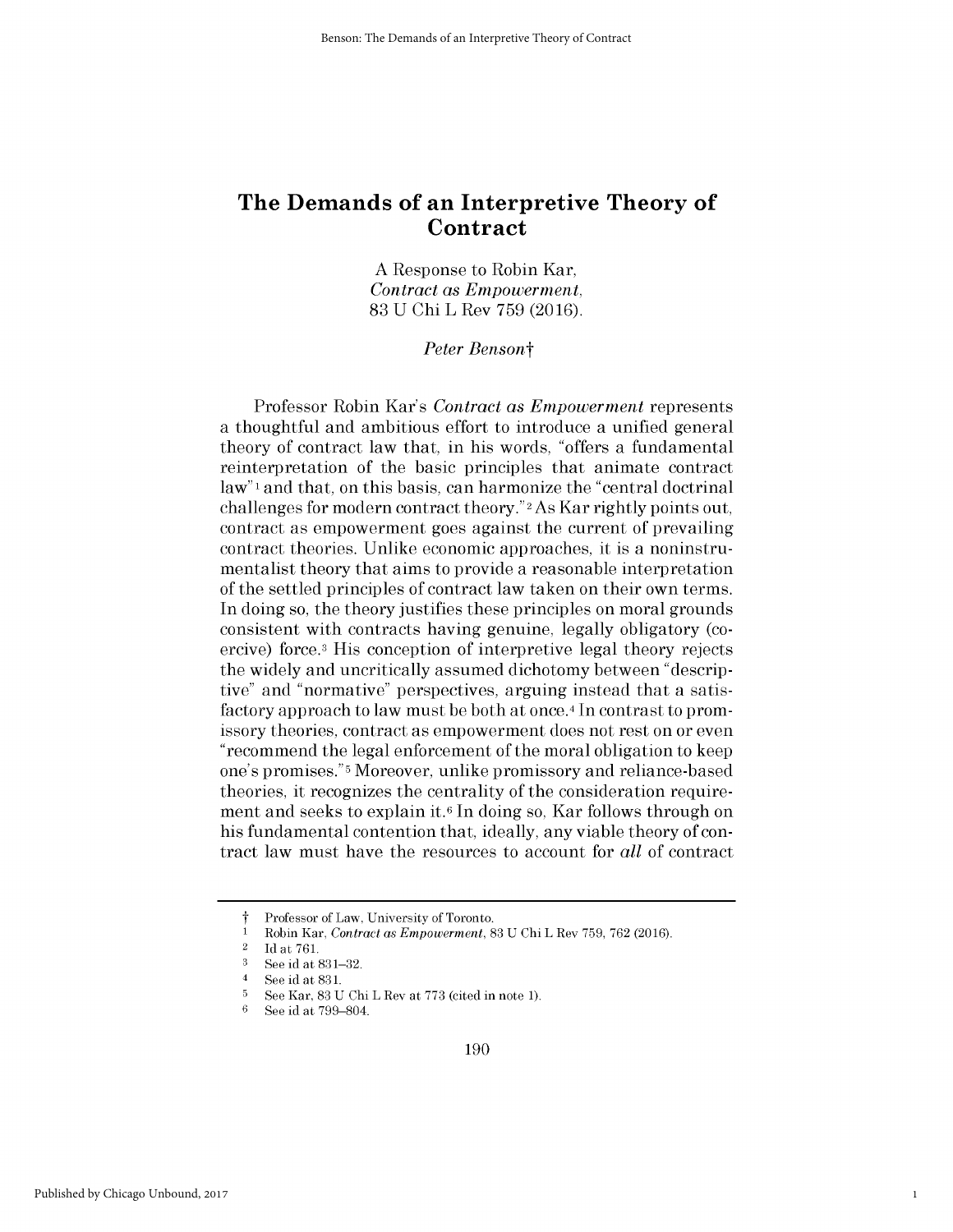# The Demands of an Interpretive Theory of Contract

A Response to Robin Kar,
*Contract as Empowerment*,
83 U Chi L Rev 759 (2016).

*Peter Benson*†

Professor Robin Kar's *Contract as Empowerment* represents a thoughtful and ambitious effort to introduce a unified general theory of contract law that, in his words, "offers a fundamental reinterpretation of the basic principles that animate contract law"[1] and that, on this basis, can harmonize the "central doctrinal challenges for modern contract theory."[2] As Kar rightly points out, contract as empowerment goes against the current of prevailing contract theories. Unlike economic approaches, it is a noninstrumentalist theory that aims to provide a reasonable interpretation of the settled principles of contract law taken on their own terms. In doing so, the theory justifies these principles on moral grounds consistent with contracts having genuine, legally obligatory (coercive) force.[3] His conception of interpretive legal theory rejects the widely and uncritically assumed dichotomy between "descriptive" and "normative" perspectives, arguing instead that a satisfactory approach to law must be both at once.[4] In contrast to promissory theories, contract as empowerment does not rest on or even "recommend the legal enforcement of the moral obligation to keep one's promises."[5] Moreover, unlike promissory and reliance-based theories, it recognizes the centrality of the consideration requirement and seeks to explain it.[6] In doing so, Kar follows through on his fundamental contention that, ideally, any viable theory of contract law must have the resources to account for *all* of contract

† Professor of Law, University of Toronto.

1 Robin Kar, *Contract as Empowerment*, 83 U Chi L Rev 759, 762 (2016).

2 Id at 761.

3 See id at 831–32.

4 See id at 831.

5 See Kar, 83 U Chi L Rev at 773 (cited in note 1).

6 See id at 799–804.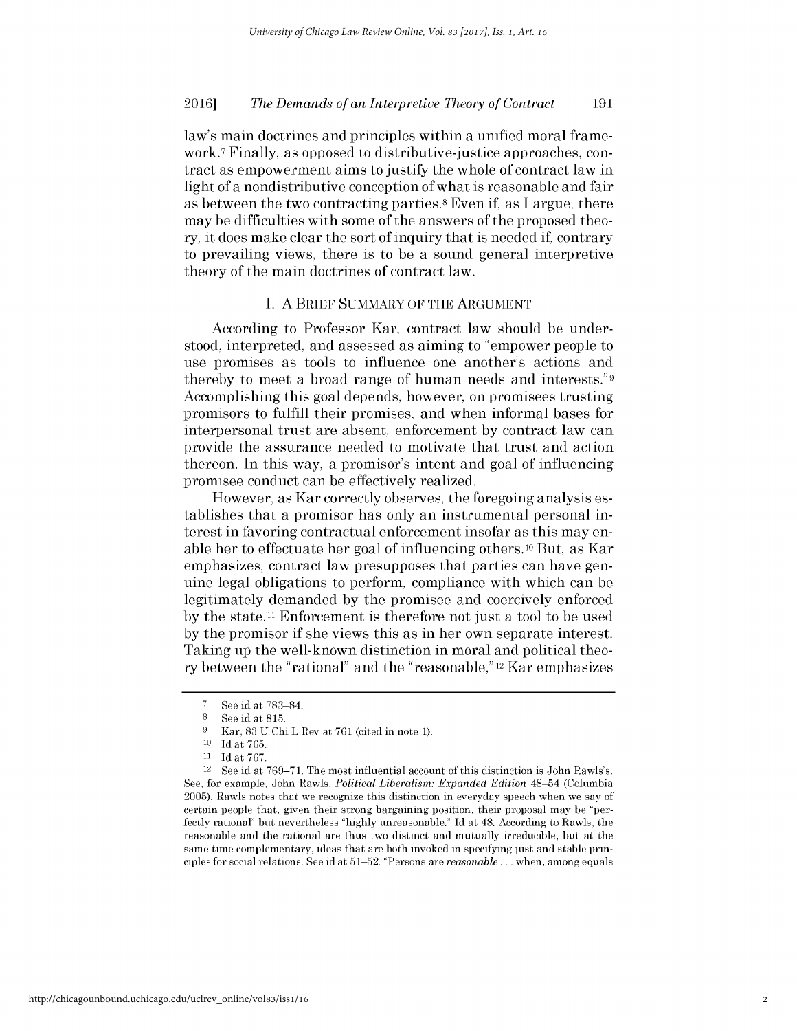law's main doctrines and principles within a unified moral framework.[7] Finally, as opposed to distributive-justice approaches, contract as empowerment aims to justify the whole of contract law in light of a nondistributive conception of what is reasonable and fair as between the two contracting parties.[8] Even if, as I argue, there may be difficulties with some of the answers of the proposed theory, it does make clear the sort of inquiry that is needed if, contrary to prevailing views, there is to be a sound general interpretive theory of the main doctrines of contract law.

## I. A Brief Summary of the Argument

According to Professor Kar, contract law should be understood, interpreted, and assessed as aiming to "empower people to use promises as tools to influence one another's actions and thereby to meet a broad range of human needs and interests."[9] Accomplishing this goal depends, however, on promisees trusting promisors to fulfill their promises, and when informal bases for interpersonal trust are absent, enforcement by contract law can provide the assurance needed to motivate that trust and action thereon. In this way, a promisor's intent and goal of influencing promisee conduct can be effectively realized.

However, as Kar correctly observes, the foregoing analysis establishes that a promisor has only an instrumental personal interest in favoring contractual enforcement insofar as this may enable her to effectuate her goal of influencing others.[10] But, as Kar emphasizes, contract law presupposes that parties can have genuine legal obligations to perform, compliance with which can be legitimately demanded by the promisee and coercively enforced by the state.[11] Enforcement is therefore not just a tool to be used by the promisor if she views this as in her own separate interest. Taking up the well-known distinction in moral and political theory between the "rational" and the "reasonable,"[12] Kar emphasizes

---

[7] See id at 783–84.

[8] See id at 815.

[9] Kar, 83 U Chi L Rev at 761 (cited in note 1).

[10] Id at 765.

[11] Id at 767.

[12] See id at 769–71. The most influential account of this distinction is John Rawls's. See, for example, John Rawls, *Political Liberalism: Expanded Edition* 48–54 (Columbia 2005). Rawls notes that we recognize this distinction in everyday speech when we say of certain people that, given their strong bargaining position, their proposal may be "perfectly rational" but nevertheless "highly unreasonable." Id at 48. According to Rawls, the reasonable and the rational are thus two distinct and mutually irreducible, but at the same time complementary, ideas that are both invoked in specifying just and stable principles for social relations. See id at 51–52. "Persons are *reasonable* . . . when, among equals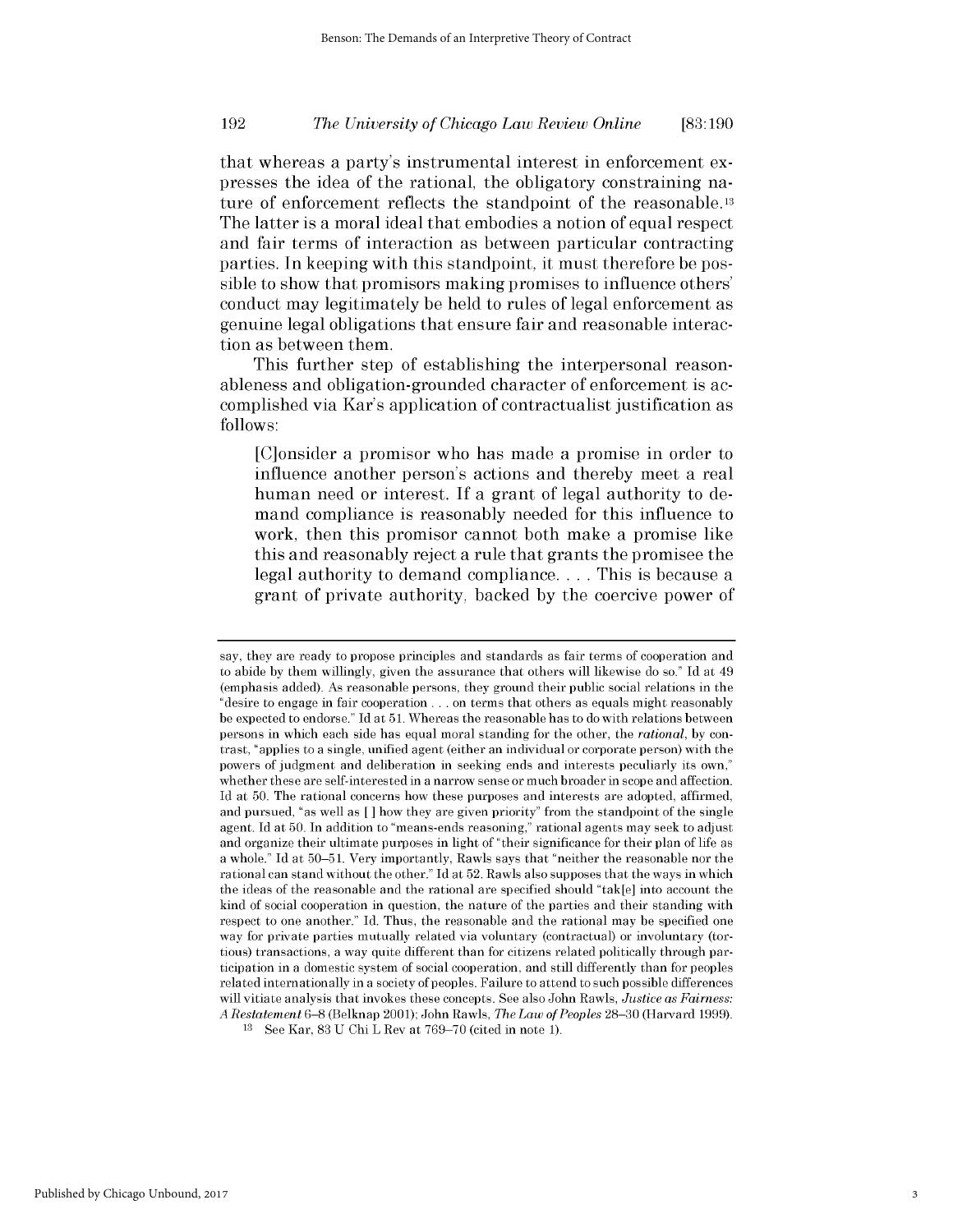that whereas a party's instrumental interest in enforcement expresses the idea of the rational, the obligatory constraining nature of enforcement reflects the standpoint of the reasonable.[13] The latter is a moral ideal that embodies a notion of equal respect and fair terms of interaction as between particular contracting parties. In keeping with this standpoint, it must therefore be possible to show that promisors making promises to influence others' conduct may legitimately be held to rules of legal enforcement as genuine legal obligations that ensure fair and reasonable interaction as between them.

This further step of establishing the interpersonal reasonableness and obligation-grounded character of enforcement is accomplished via Kar's application of contractualist justification as follows:

> [C]onsider a promisor who has made a promise in order to influence another person's actions and thereby meet a real human need or interest. If a grant of legal authority to demand compliance is reasonably needed for this influence to work, then this promisor cannot both make a promise like this and reasonably reject a rule that grants the promisee the legal authority to demand compliance. . . . This is because a grant of private authority, backed by the coercive power of

---

say, they are ready to propose principles and standards as fair terms of cooperation and to abide by them willingly, given the assurance that others will likewise do so." Id at 49 (emphasis added). As reasonable persons, they ground their public social relations in the "desire to engage in fair cooperation . . . on terms that others as equals might reasonably be expected to endorse." Id at 51. Whereas the reasonable has to do with relations between persons in which each side has equal moral standing for the other, the *rational*, by contrast, "applies to a single, unified agent (either an individual or corporate person) with the powers of judgment and deliberation in seeking ends and interests peculiarly its own," whether these are self-interested in a narrow sense or much broader in scope and affection. Id at 50. The rational concerns how these purposes and interests are adopted, affirmed, and pursued, "as well as [ ] how they are given priority" from the standpoint of the single agent. Id at 50. In addition to "means-ends reasoning," rational agents may seek to adjust and organize their ultimate purposes in light of "their significance for their plan of life as a whole." Id at 50–51. Very importantly, Rawls says that "neither the reasonable nor the rational can stand without the other." Id at 52. Rawls also supposes that the ways in which the ideas of the reasonable and the rational are specified should "tak[e] into account the kind of social cooperation in question, the nature of the parties and their standing with respect to one another." Id. Thus, the reasonable and the rational may be specified one way for private parties mutually related via voluntary (contractual) or involuntary (tortious) transactions, a way quite different than for citizens related politically through participation in a domestic system of social cooperation, and still differently than for peoples related internationally in a society of peoples. Failure to attend to such possible differences will vitiate analysis that invokes these concepts. See also John Rawls, *Justice as Fairness: A Restatement* 6–8 (Belknap 2001); John Rawls, *The Law of Peoples* 28–30 (Harvard 1999).

[13] See Kar, 83 U Chi L Rev at 769–70 (cited in note 1).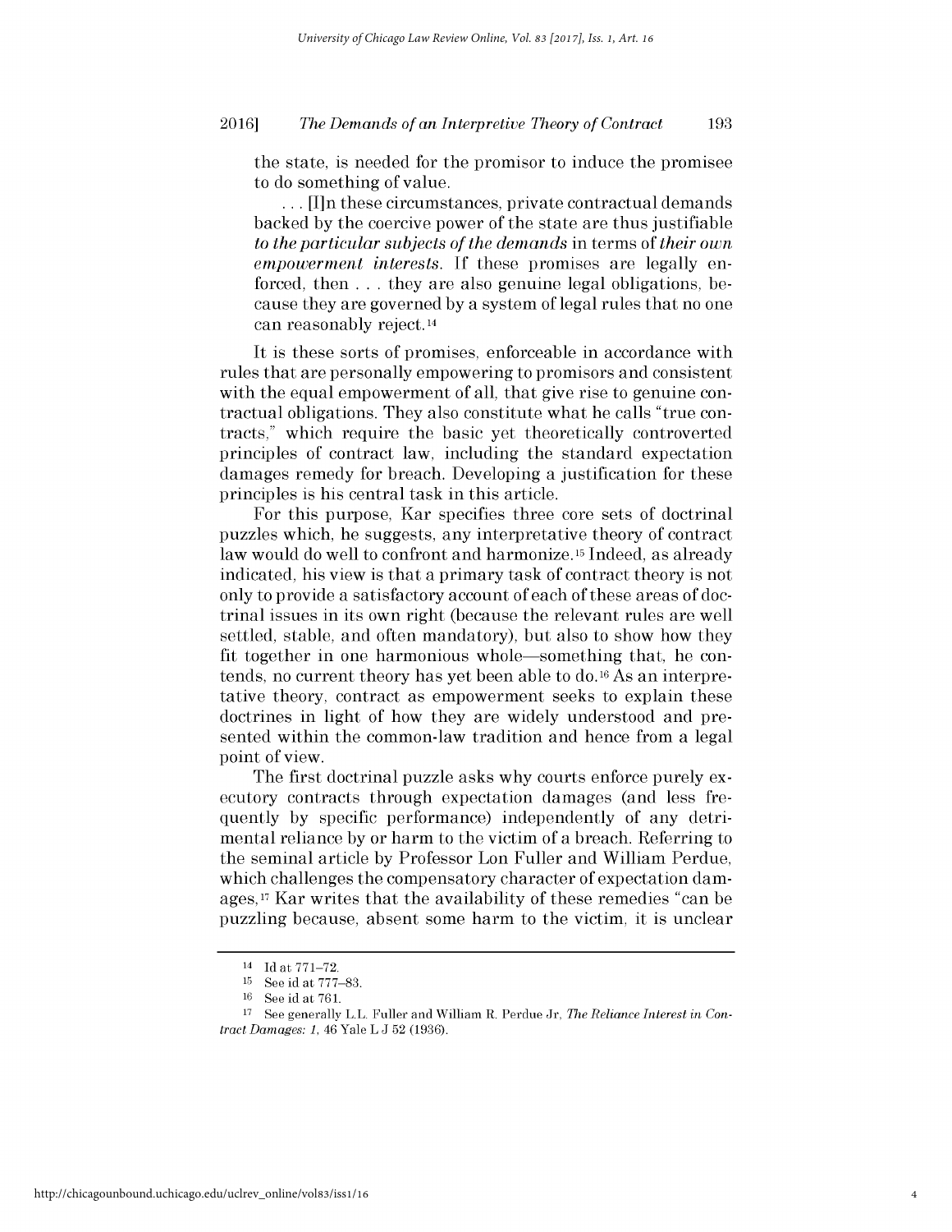the state, is needed for the promisor to induce the promisee to do something of value.

> . . . [I]n these circumstances, private contractual demands backed by the coercive power of the state are thus justifiable *to the particular subjects of the demands* in terms of *their own empowerment interests*. If these promises are legally enforced, then . . . they are also genuine legal obligations, because they are governed by a system of legal rules that no one can reasonably reject.[14]

It is these sorts of promises, enforceable in accordance with rules that are personally empowering to promisors and consistent with the equal empowerment of all, that give rise to genuine contractual obligations. They also constitute what he calls "true contracts," which require the basic yet theoretically controverted principles of contract law, including the standard expectation damages remedy for breach. Developing a justification for these principles is his central task in this article.

For this purpose, Kar specifies three core sets of doctrinal puzzles which, he suggests, any interpretative theory of contract law would do well to confront and harmonize.[15] Indeed, as already indicated, his view is that a primary task of contract theory is not only to provide a satisfactory account of each of these areas of doctrinal issues in its own right (because the relevant rules are well settled, stable, and often mandatory), but also to show how they fit together in one harmonious whole—something that, he contends, no current theory has yet been able to do.[16] As an interpretative theory, contract as empowerment seeks to explain these doctrines in light of how they are widely understood and presented within the common-law tradition and hence from a legal point of view.

The first doctrinal puzzle asks why courts enforce purely executory contracts through expectation damages (and less frequently by specific performance) independently of any detrimental reliance by or harm to the victim of a breach. Referring to the seminal article by Professor Lon Fuller and William Perdue, which challenges the compensatory character of expectation damages,[17] Kar writes that the availability of these remedies "can be puzzling because, absent some harm to the victim, it is unclear

---

[14] Id at 771–72.

[15] See id at 777–83.

[16] See id at 761.

[17] See generally L.L. Fuller and William R. Perdue Jr, *The Reliance Interest in Contract Damages: 1*, 46 Yale L J 52 (1936).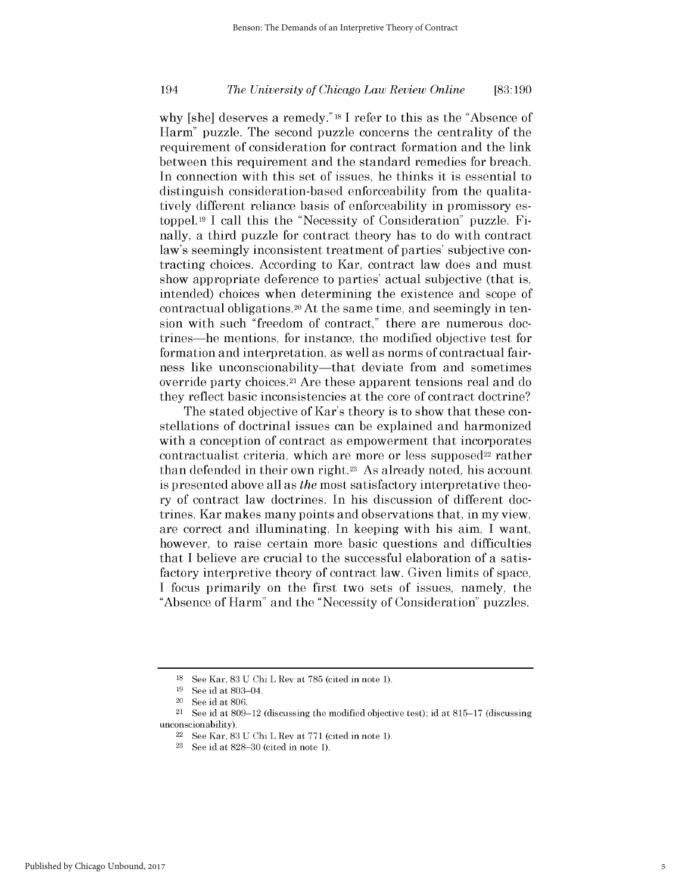why [she] deserves a remedy."[18] I refer to this as the "Absence of Harm" puzzle. The second puzzle concerns the centrality of the requirement of consideration for contract formation and the link between this requirement and the standard remedies for breach. In connection with this set of issues, he thinks it is essential to distinguish consideration-based enforceability from the qualitatively different reliance basis of enforceability in promissory estoppel.[19] I call this the "Necessity of Consideration" puzzle. Finally, a third puzzle for contract theory has to do with contract law's seemingly inconsistent treatment of parties' subjective contracting choices. According to Kar, contract law does and must show appropriate deference to parties' actual subjective (that is, intended) choices when determining the existence and scope of contractual obligations.[20] At the same time, and seemingly in tension with such "freedom of contract," there are numerous doctrines—he mentions, for instance, the modified objective test for formation and interpretation, as well as norms of contractual fairness like unconscionability—that deviate from and sometimes override party choices.[21] Are these apparent tensions real and do they reflect basic inconsistencies at the core of contract doctrine?

The stated objective of Kar's theory is to show that these constellations of doctrinal issues can be explained and harmonized with a conception of contract as empowerment that incorporates contractualist criteria, which are more or less supposed[22] rather than defended in their own right.[23] As already noted, his account is presented above all as *the* most satisfactory interpretative theory of contract law doctrines. In his discussion of different doctrines, Kar makes many points and observations that, in my view, are correct and illuminating. In keeping with his aim, I want, however, to raise certain more basic questions and difficulties that I believe are crucial to the successful elaboration of a satisfactory interpretive theory of contract law. Given limits of space, I focus primarily on the first two sets of issues, namely, the "Absence of Harm" and the "Necessity of Consideration" puzzles.

---

[18] See Kar, 83 U Chi L Rev at 785 (cited in note 1).

[19] See id at 803–04.

[20] See id at 806.

[21] See id at 809–12 (discussing the modified objective test); id at 815–17 (discussing unconscionability).

[22] See Kar, 83 U Chi L Rev at 771 (cited in note 1).

[23] See id at 828–30 (cited in note 1).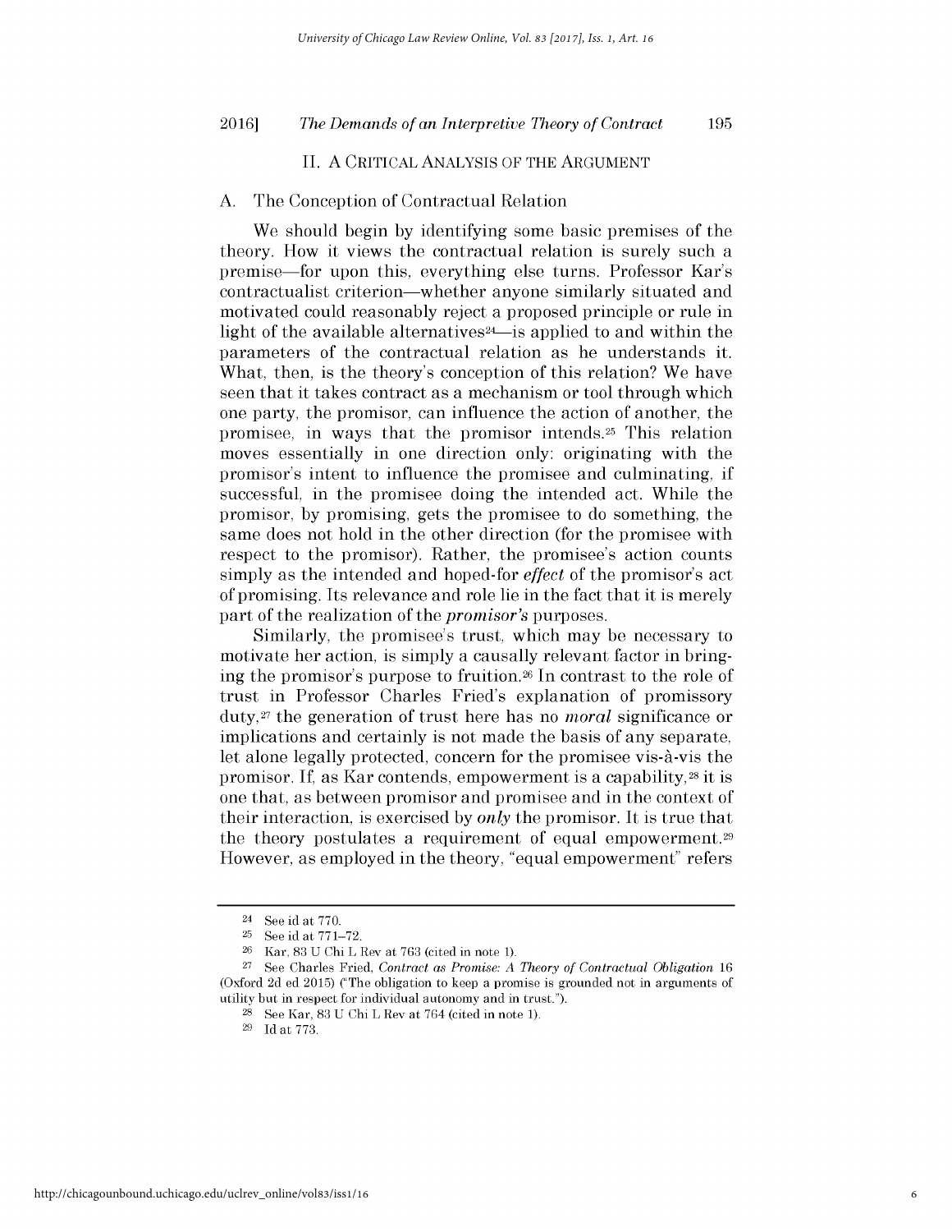## II. A Critical Analysis of the Argument

### A. The Conception of Contractual Relation

We should begin by identifying some basic premises of the theory. How it views the contractual relation is surely such a premise—for upon this, everything else turns. Professor Kar's contractualist criterion—whether anyone similarly situated and motivated could reasonably reject a proposed principle or rule in light of the available alternatives[24]—is applied to and within the parameters of the contractual relation as he understands it. What, then, is the theory's conception of this relation? We have seen that it takes contract as a mechanism or tool through which one party, the promisor, can influence the action of another, the promisee, in ways that the promisor intends.[25] This relation moves essentially in one direction only: originating with the promisor's intent to influence the promisee and culminating, if successful, in the promisee doing the intended act. While the promisor, by promising, gets the promisee to do something, the same does not hold in the other direction (for the promisee with respect to the promisor). Rather, the promisee's action counts simply as the intended and hoped-for *effect* of the promisor's act of promising. Its relevance and role lie in the fact that it is merely part of the realization of the *promisor's* purposes.

Similarly, the promisee's trust, which may be necessary to motivate her action, is simply a causally relevant factor in bringing the promisor's purpose to fruition.[26] In contrast to the role of trust in Professor Charles Fried's explanation of promissory duty,[27] the generation of trust here has no *moral* significance or implications and certainly is not made the basis of any separate, let alone legally protected, concern for the promisee vis-à-vis the promisor. If, as Kar contends, empowerment is a capability,[28] it is one that, as between promisor and promisee and in the context of their interaction, is exercised by *only* the promisor. It is true that the theory postulates a requirement of equal empowerment.[29] However, as employed in the theory, "equal empowerment" refers

---

[24] See id at 770.

[25] See id at 771–72.

[26] Kar, 83 U Chi L Rev at 763 (cited in note 1).

[27] See Charles Fried, *Contract as Promise: A Theory of Contractual Obligation* 16 (Oxford 2d ed 2015) ("The obligation to keep a promise is grounded not in arguments of utility but in respect for individual autonomy and in trust.").

[28] See Kar, 83 U Chi L Rev at 764 (cited in note 1).

[29] Id at 773.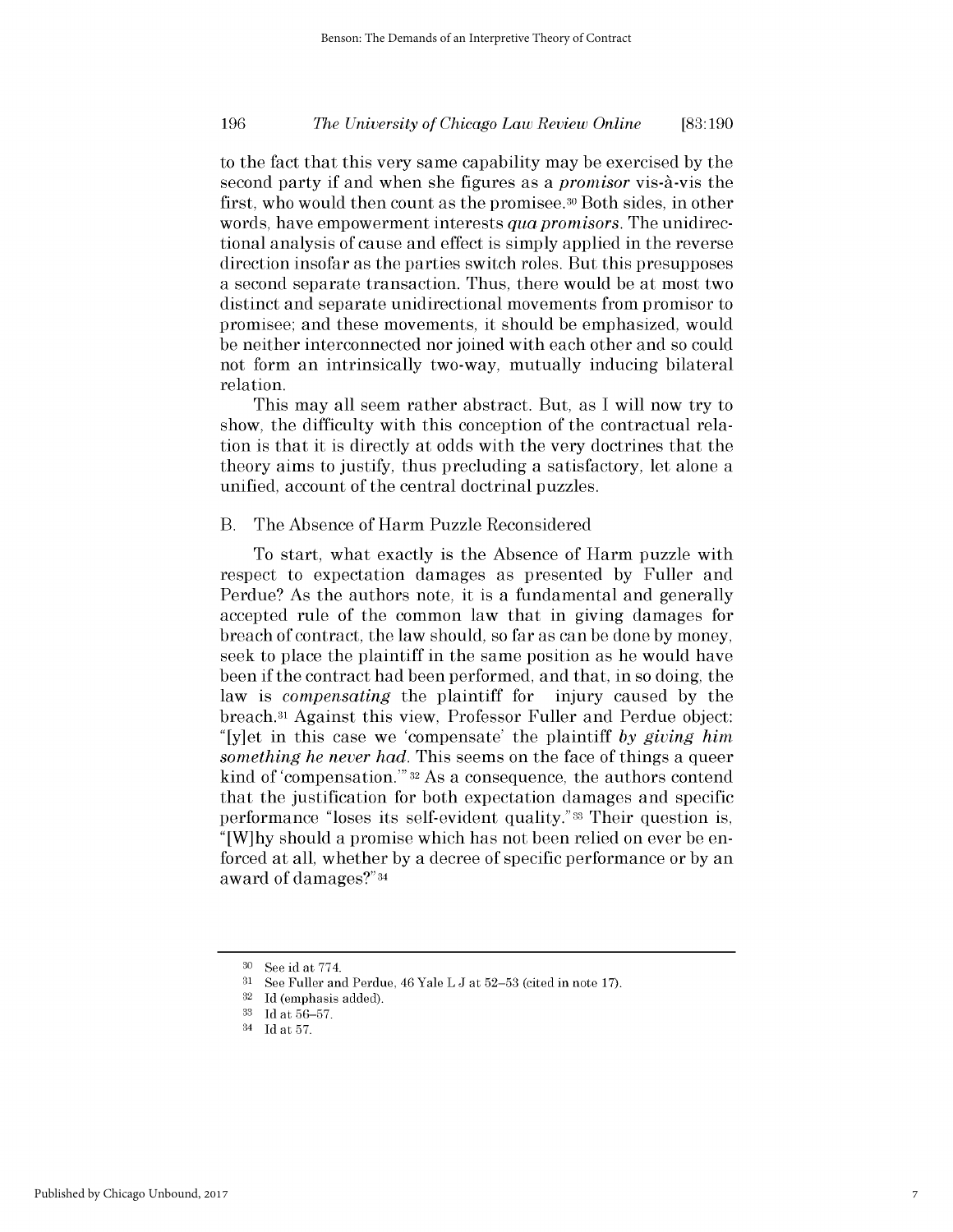to the fact that this very same capability may be exercised by the second party if and when she figures as a *promisor* vis-à-vis the first, who would then count as the promisee.[30] Both sides, in other words, have empowerment interests *qua promisors*. The unidirectional analysis of cause and effect is simply applied in the reverse direction insofar as the parties switch roles. But this presupposes a second separate transaction. Thus, there would be at most two distinct and separate unidirectional movements from promisor to promisee; and these movements, it should be emphasized, would be neither interconnected nor joined with each other and so could not form an intrinsically two-way, mutually inducing bilateral relation.

This may all seem rather abstract. But, as I will now try to show, the difficulty with this conception of the contractual relation is that it is directly at odds with the very doctrines that the theory aims to justify, thus precluding a satisfactory, let alone a unified, account of the central doctrinal puzzles.

## B. The Absence of Harm Puzzle Reconsidered

To start, what exactly is the Absence of Harm puzzle with respect to expectation damages as presented by Fuller and Perdue? As the authors note, it is a fundamental and generally accepted rule of the common law that in giving damages for breach of contract, the law should, so far as can be done by money, seek to place the plaintiff in the same position as he would have been if the contract had been performed, and that, in so doing, the law is *compensating* the plaintiff for injury caused by the breach.[31] Against this view, Professor Fuller and Perdue object: "[y]et in this case we 'compensate' the plaintiff *by giving him something he never had*. This seems on the face of things a queer kind of 'compensation.'"[32] As a consequence, the authors contend that the justification for both expectation damages and specific performance "loses its self-evident quality."[33] Their question is, "[W]hy should a promise which has not been relied on ever be enforced at all, whether by a decree of specific performance or by an award of damages?"[34]

---

[30] See id at 774.

[31] See Fuller and Perdue, 46 Yale L J at 52–53 (cited in note 17).

[32] Id (emphasis added).

[33] Id at 56–57.

[34] Id at 57.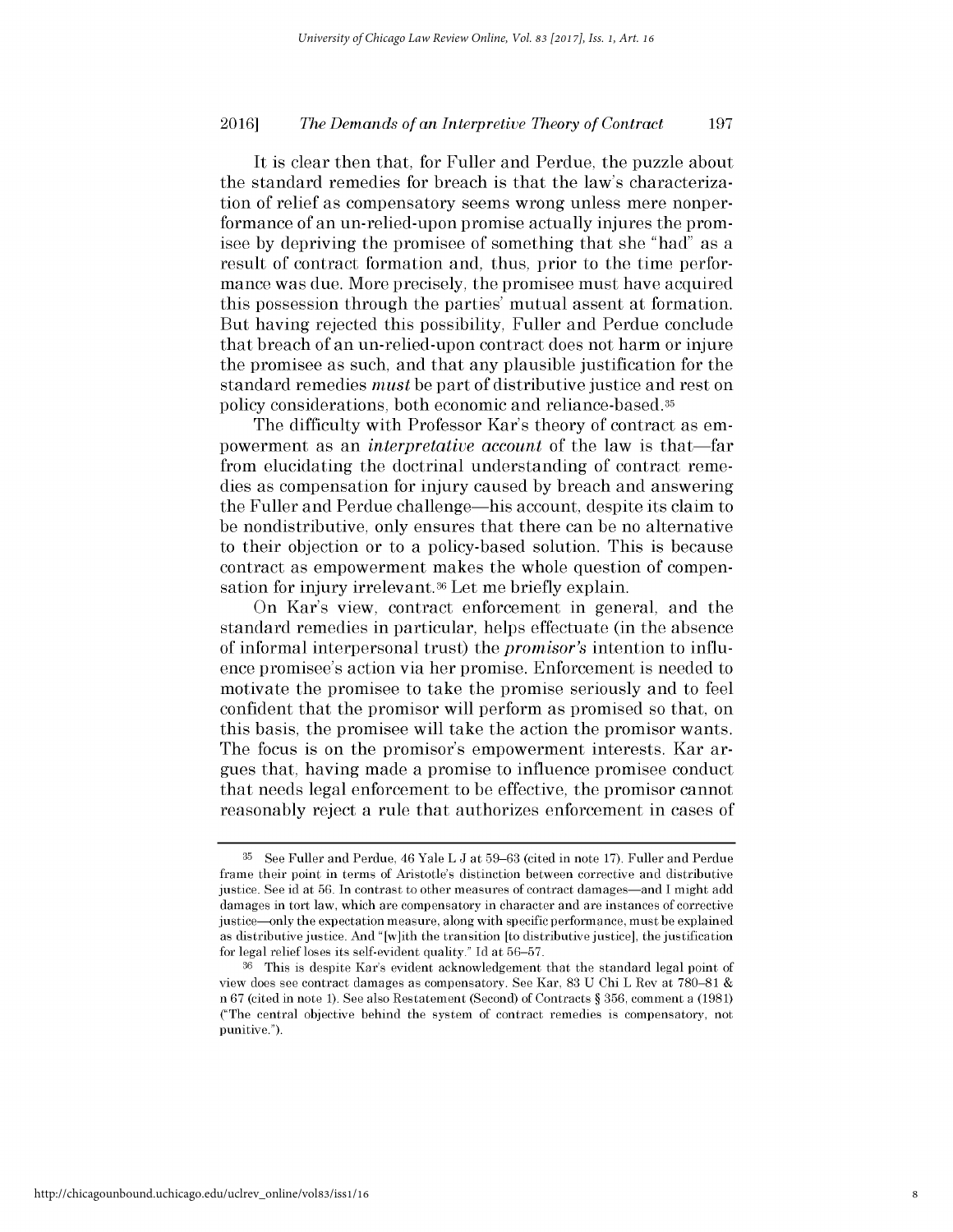It is clear then that, for Fuller and Perdue, the puzzle about the standard remedies for breach is that the law's characterization of relief as compensatory seems wrong unless mere nonperformance of an un-relied-upon promise actually injures the promisee by depriving the promisee of something that she "had" as a result of contract formation and, thus, prior to the time performance was due. More precisely, the promisee must have acquired this possession through the parties' mutual assent at formation. But having rejected this possibility, Fuller and Perdue conclude that breach of an un-relied-upon contract does not harm or injure the promisee as such, and that any plausible justification for the standard remedies *must* be part of distributive justice and rest on policy considerations, both economic and reliance-based.[35]

The difficulty with Professor Kar's theory of contract as empowerment as an *interpretative account* of the law is that—far from elucidating the doctrinal understanding of contract remedies as compensation for injury caused by breach and answering the Fuller and Perdue challenge—his account, despite its claim to be nondistributive, only ensures that there can be no alternative to their objection or to a policy-based solution. This is because contract as empowerment makes the whole question of compensation for injury irrelevant.[36] Let me briefly explain.

On Kar's view, contract enforcement in general, and the standard remedies in particular, helps effectuate (in the absence of informal interpersonal trust) the *promisor's* intention to influence promisee's action via her promise. Enforcement is needed to motivate the promisee to take the promise seriously and to feel confident that the promisor will perform as promised so that, on this basis, the promisee will take the action the promisor wants. The focus is on the promisor's empowerment interests. Kar argues that, having made a promise to influence promisee conduct that needs legal enforcement to be effective, the promisor cannot reasonably reject a rule that authorizes enforcement in cases of

---

[35] See Fuller and Perdue, 46 Yale L J at 59–63 (cited in note 17). Fuller and Perdue frame their point in terms of Aristotle's distinction between corrective and distributive justice. See id at 56. In contrast to other measures of contract damages—and I might add damages in tort law, which are compensatory in character and are instances of corrective justice—only the expectation measure, along with specific performance, must be explained as distributive justice. And "[w]ith the transition [to distributive justice], the justification for legal relief loses its self-evident quality." Id at 56–57.

[36] This is despite Kar's evident acknowledgement that the standard legal point of view does see contract damages as compensatory. See Kar, 83 U Chi L Rev at 780–81 & n 67 (cited in note 1). See also Restatement (Second) of Contracts § 356, comment a (1981) ("The central objective behind the system of contract remedies is compensatory, not punitive.").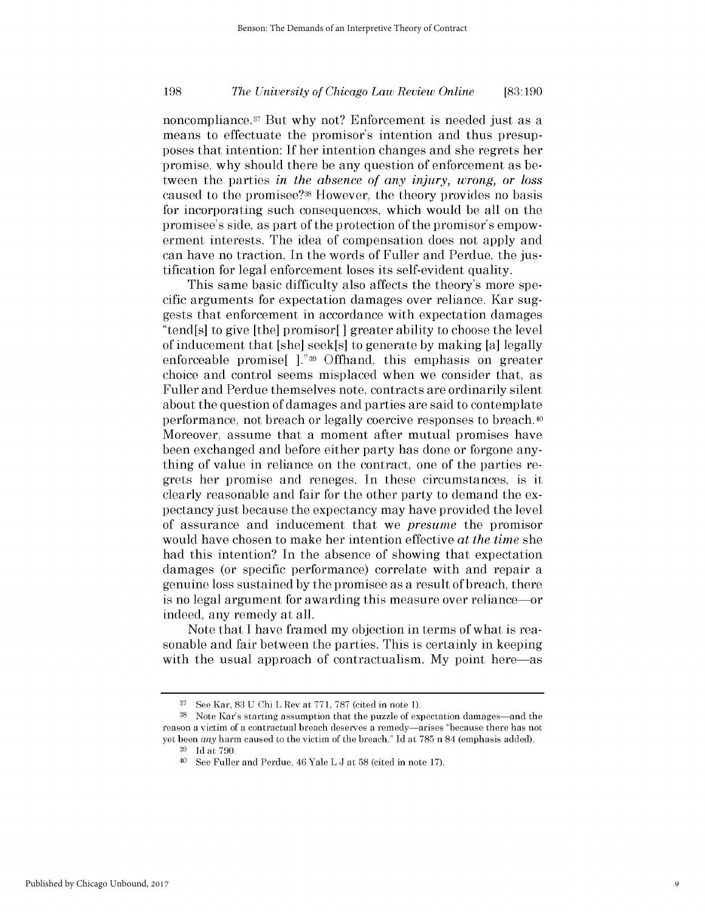noncompliance.[37] But why not? Enforcement is needed just as a means to effectuate the promisor's intention and thus presupposes that intention: If her intention changes and she regrets her promise, why should there be any question of enforcement as between the parties *in the absence of any injury, wrong, or loss* caused to the promisee?[38] However, the theory provides no basis for incorporating such consequences, which would be all on the promisee's side, as part of the protection of the promisor's empowerment interests. The idea of compensation does not apply and can have no traction. In the words of Fuller and Perdue, the justification for legal enforcement loses its self-evident quality.

This same basic difficulty also affects the theory's more specific arguments for expectation damages over reliance. Kar suggests that enforcement in accordance with expectation damages "tend[s] to give [the] promisor[ ] greater ability to choose the level of inducement that [she] seek[s] to generate by making [a] legally enforceable promise[ ]."[39] Offhand, this emphasis on greater choice and control seems misplaced when we consider that, as Fuller and Perdue themselves note, contracts are ordinarily silent about the question of damages and parties are said to contemplate performance, not breach or legally coercive responses to breach.[40] Moreover, assume that a moment after mutual promises have been exchanged and before either party has done or forgone anything of value in reliance on the contract, one of the parties regrets her promise and reneges. In these circumstances, is it clearly reasonable and fair for the other party to demand the expectancy just because the expectancy may have provided the level of assurance and inducement that we *presume* the promisor would have chosen to make her intention effective *at the time* she had this intention? In the absence of showing that expectation damages (or specific performance) correlate with and repair a genuine loss sustained by the promisee as a result of breach, there is no legal argument for awarding this measure over reliance—or indeed, any remedy at all.

Note that I have framed my objection in terms of what is reasonable and fair between the parties. This is certainly in keeping with the usual approach of contractualism. My point here—as

---

[37] See Kar, 83 U Chi L Rev at 771, 787 (cited in note 1).

[38] Note Kar's starting assumption that the puzzle of expectation damages—and the reason a victim of a contractual breach deserves a remedy—arises "because there has not yet been *any* harm caused to the victim of the breach." Id at 785 n 84 (emphasis added).

[39] Id at 790.

[40] See Fuller and Perdue, 46 Yale L J at 58 (cited in note 17).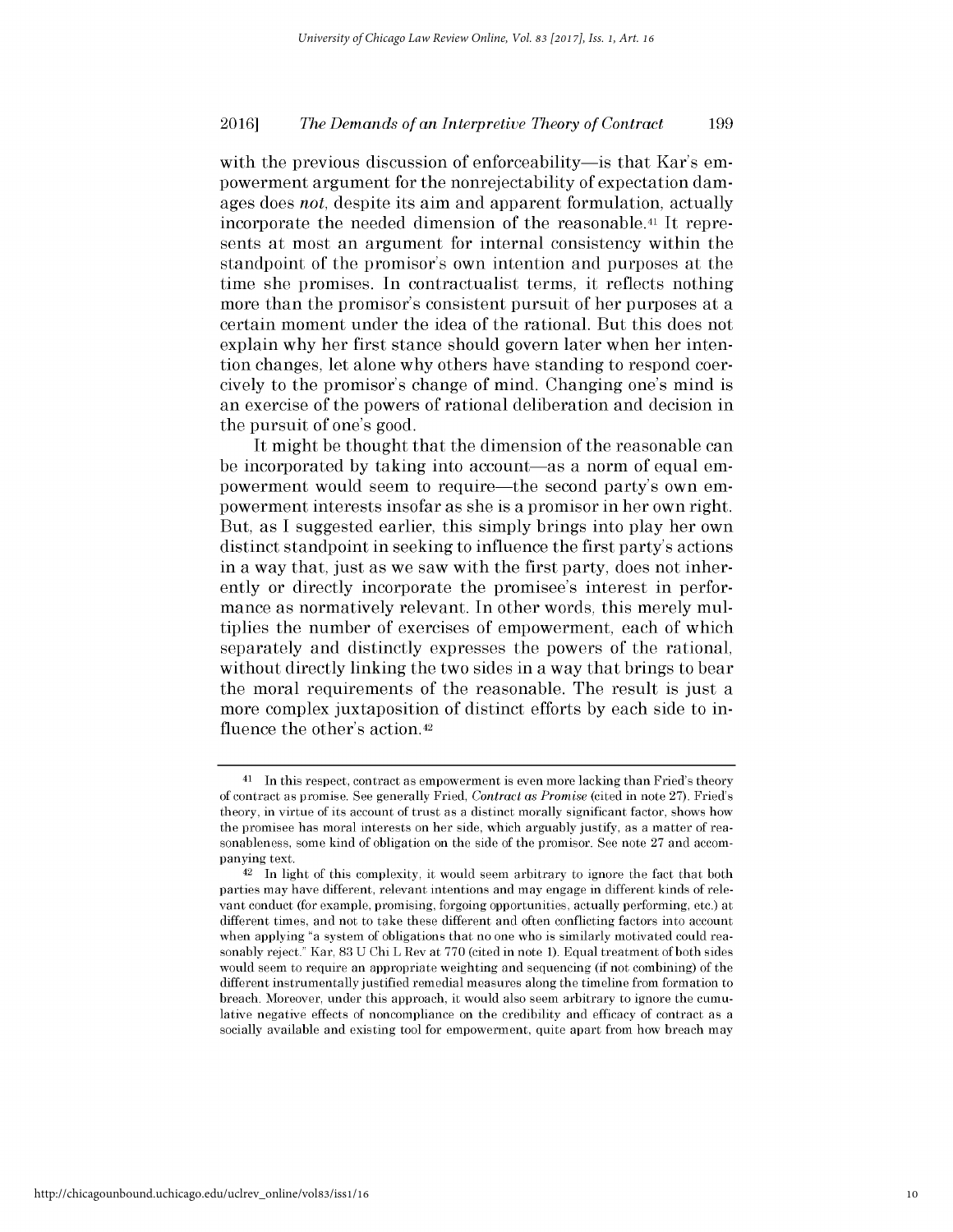with the previous discussion of enforceability—is that Kar's empowerment argument for the nonrejectability of expectation damages does *not*, despite its aim and apparent formulation, actually incorporate the needed dimension of the reasonable.[41] It represents at most an argument for internal consistency within the standpoint of the promisor's own intention and purposes at the time she promises. In contractualist terms, it reflects nothing more than the promisor's consistent pursuit of her purposes at a certain moment under the idea of the rational. But this does not explain why her first stance should govern later when her intention changes, let alone why others have standing to respond coercively to the promisor's change of mind. Changing one's mind is an exercise of the powers of rational deliberation and decision in the pursuit of one's good.

It might be thought that the dimension of the reasonable can be incorporated by taking into account—as a norm of equal empowerment would seem to require—the second party's own empowerment interests insofar as she is a promisor in her own right. But, as I suggested earlier, this simply brings into play her own distinct standpoint in seeking to influence the first party's actions in a way that, just as we saw with the first party, does not inherently or directly incorporate the promisee's interest in performance as normatively relevant. In other words, this merely multiplies the number of exercises of empowerment, each of which separately and distinctly expresses the powers of the rational, without directly linking the two sides in a way that brings to bear the moral requirements of the reasonable. The result is just a more complex juxtaposition of distinct efforts by each side to influence the other's action.[42]

---

[41] In this respect, contract as empowerment is even more lacking than Fried's theory of contract as promise. See generally Fried, *Contract as Promise* (cited in note 27). Fried's theory, in virtue of its account of trust as a distinct morally significant factor, shows how the promisee has moral interests on her side, which arguably justify, as a matter of reasonableness, some kind of obligation on the side of the promisor. See note 27 and accompanying text.

[42] In light of this complexity, it would seem arbitrary to ignore the fact that both parties may have different, relevant intentions and may engage in different kinds of relevant conduct (for example, promising, forgoing opportunities, actually performing, etc.) at different times, and not to take these different and often conflicting factors into account when applying "a system of obligations that no one who is similarly motivated could reasonably reject." Kar, 83 U Chi L Rev at 770 (cited in note 1). Equal treatment of both sides would seem to require an appropriate weighting and sequencing (if not combining) of the different instrumentally justified remedial measures along the timeline from formation to breach. Moreover, under this approach, it would also seem arbitrary to ignore the cumulative negative effects of noncompliance on the credibility and efficacy of contract as a socially available and existing tool for empowerment, quite apart from how breach may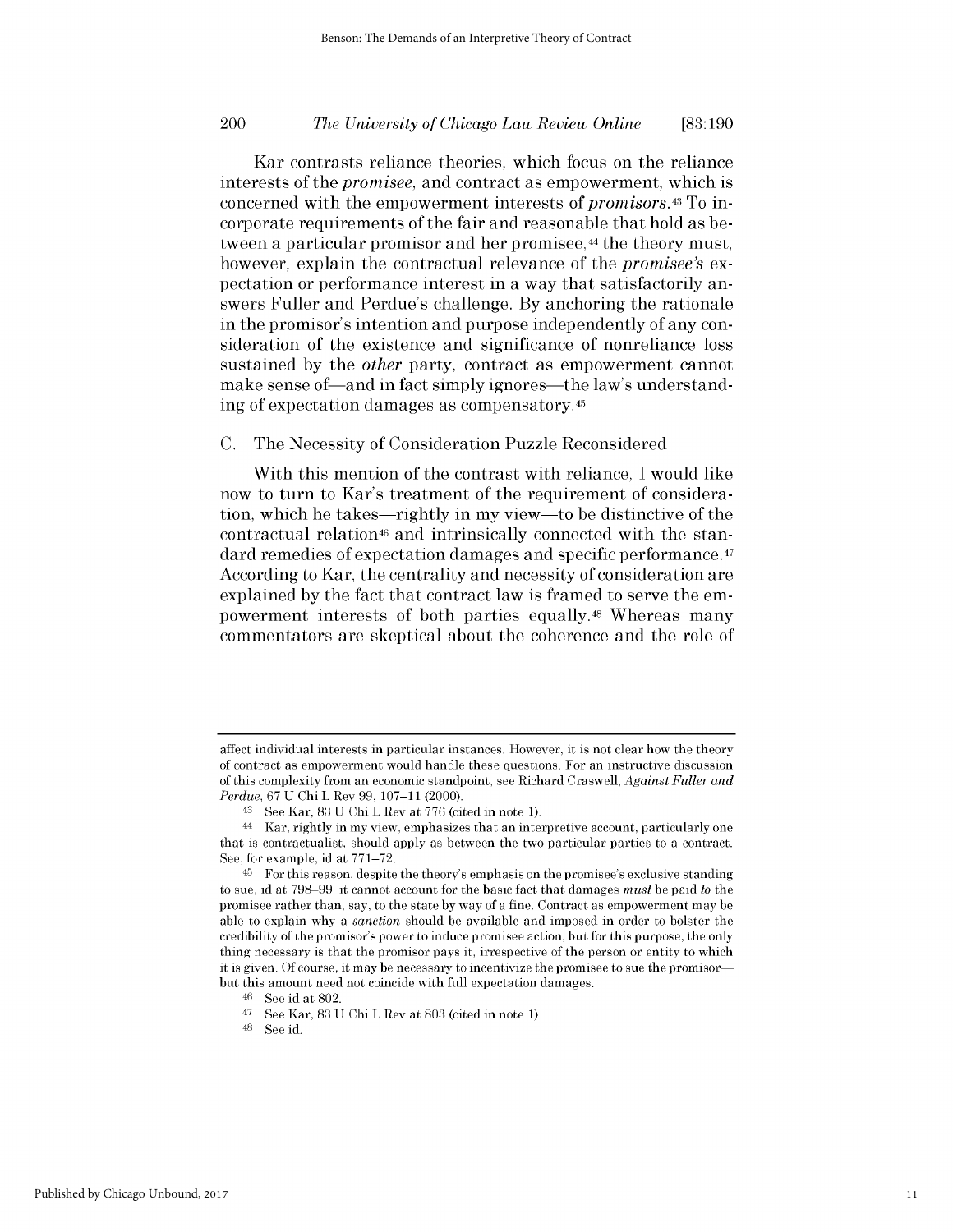Kar contrasts reliance theories, which focus on the reliance interests of the *promisee*, and contract as empowerment, which is concerned with the empowerment interests of *promisors*.[43] To incorporate requirements of the fair and reasonable that hold as between a particular promisor and her promisee,[44] the theory must, however, explain the contractual relevance of the *promisee's* expectation or performance interest in a way that satisfactorily answers Fuller and Perdue's challenge. By anchoring the rationale in the promisor's intention and purpose independently of any consideration of the existence and significance of nonreliance loss sustained by the *other* party, contract as empowerment cannot make sense of—and in fact simply ignores—the law's understanding of expectation damages as compensatory.[45]

## C. The Necessity of Consideration Puzzle Reconsidered

With this mention of the contrast with reliance, I would like now to turn to Kar's treatment of the requirement of consideration, which he takes—rightly in my view—to be distinctive of the contractual relation[46] and intrinsically connected with the standard remedies of expectation damages and specific performance.[47] According to Kar, the centrality and necessity of consideration are explained by the fact that contract law is framed to serve the empowerment interests of both parties equally.[48] Whereas many commentators are skeptical about the coherence and the role of

---

affect individual interests in particular instances. However, it is not clear how the theory of contract as empowerment would handle these questions. For an instructive discussion of this complexity from an economic standpoint, see Richard Craswell, *Against Fuller and Perdue*, 67 U Chi L Rev 99, 107–11 (2000).

[43] See Kar, 83 U Chi L Rev at 776 (cited in note 1).

[44] Kar, rightly in my view, emphasizes that an interpretive account, particularly one that is contractualist, should apply as between the two particular parties to a contract. See, for example, id at 771–72.

[45] For this reason, despite the theory's emphasis on the promisee's exclusive standing to sue, id at 798–99, it cannot account for the basic fact that damages *must* be paid *to* the promisee rather than, say, to the state by way of a fine. Contract as empowerment may be able to explain why a *sanction* should be available and imposed in order to bolster the credibility of the promisor's power to induce promisee action; but for this purpose, the only thing necessary is that the promisor pays it, irrespective of the person or entity to which it is given. Of course, it may be necessary to incentivize the promisee to sue the promisor—but this amount need not coincide with full expectation damages.

[46] See id at 802.

[47] See Kar, 83 U Chi L Rev at 803 (cited in note 1).

[48] See id.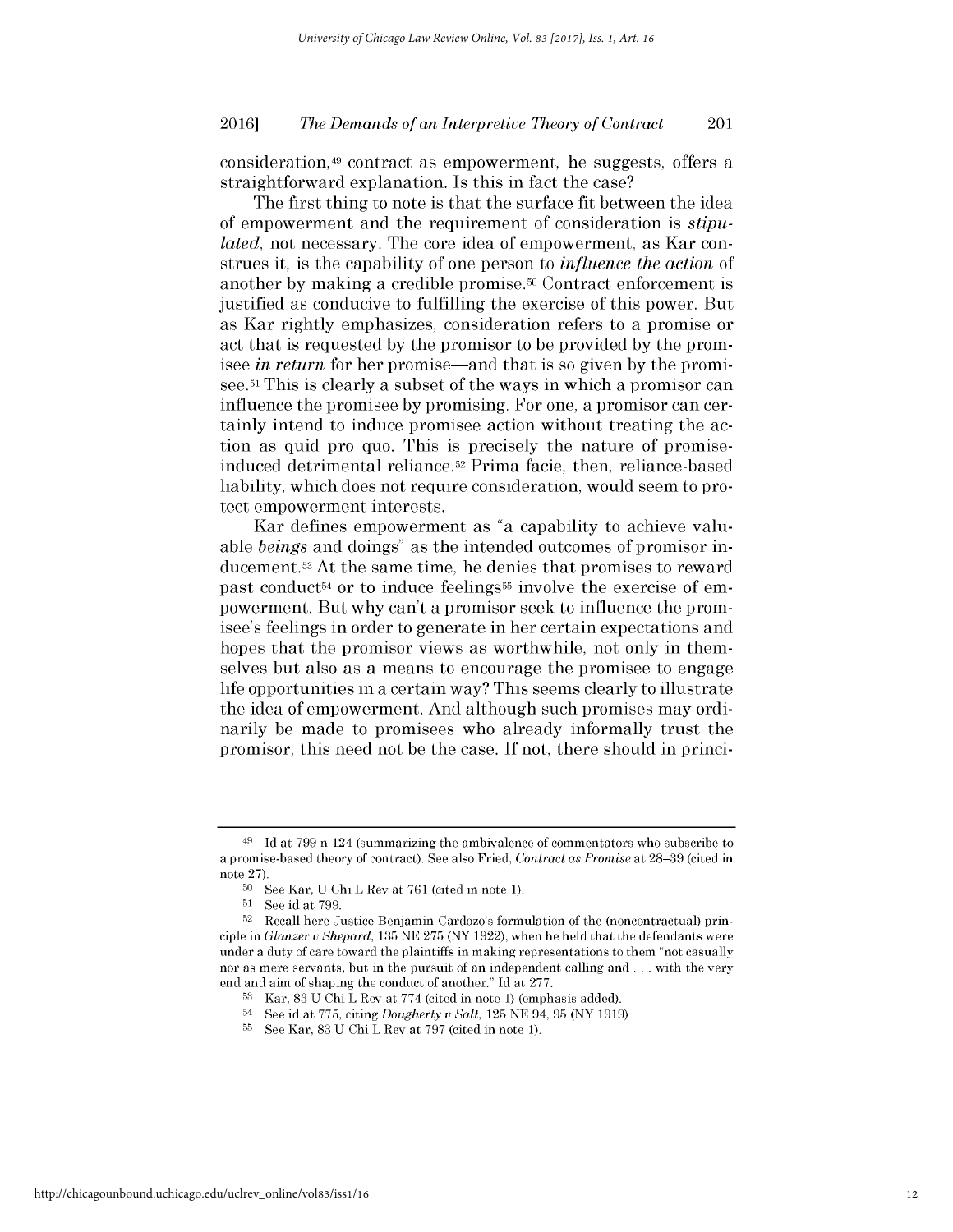consideration,[49] contract as empowerment, he suggests, offers a straightforward explanation. Is this in fact the case?

The first thing to note is that the surface fit between the idea of empowerment and the requirement of consideration is *stipulated*, not necessary. The core idea of empowerment, as Kar construes it, is the capability of one person to *influence the action* of another by making a credible promise.[50] Contract enforcement is justified as conducive to fulfilling the exercise of this power. But as Kar rightly emphasizes, consideration refers to a promise or act that is requested by the promisor to be provided by the promisee *in return* for her promise—and that is so given by the promisee.[51] This is clearly a subset of the ways in which a promisor can influence the promisee by promising. For one, a promisor can certainly intend to induce promisee action without treating the action as quid pro quo. This is precisely the nature of promise-induced detrimental reliance.[52] Prima facie, then, reliance-based liability, which does not require consideration, would seem to protect empowerment interests.

Kar defines empowerment as "a capability to achieve valuable *beings* and doings" as the intended outcomes of promisor inducement.[53] At the same time, he denies that promises to reward past conduct[54] or to induce feelings[55] involve the exercise of empowerment. But why can't a promisor seek to influence the promisee's feelings in order to generate in her certain expectations and hopes that the promisor views as worthwhile, not only in themselves but also as a means to encourage the promisee to engage life opportunities in a certain way? This seems clearly to illustrate the idea of empowerment. And although such promises may ordinarily be made to promisees who already informally trust the promisor, this need not be the case. If not, there should in princi-

---

49 Id at 799 n 124 (summarizing the ambivalence of commentators who subscribe to a promise-based theory of contract). See also Fried, *Contract as Promise* at 28–39 (cited in note 27).

50 See Kar, U Chi L Rev at 761 (cited in note 1).

51 See id at 799.

52 Recall here Justice Benjamin Cardozo's formulation of the (noncontractual) principle in *Glanzer v Shepard*, 135 NE 275 (NY 1922), when he held that the defendants were under a duty of care toward the plaintiffs in making representations to them "not casually nor as mere servants, but in the pursuit of an independent calling and . . . with the very end and aim of shaping the conduct of another." Id at 277.

53 Kar, 83 U Chi L Rev at 774 (cited in note 1) (emphasis added).

54 See id at 775, citing *Dougherty v Salt*, 125 NE 94, 95 (NY 1919).

55 See Kar, 83 U Chi L Rev at 797 (cited in note 1).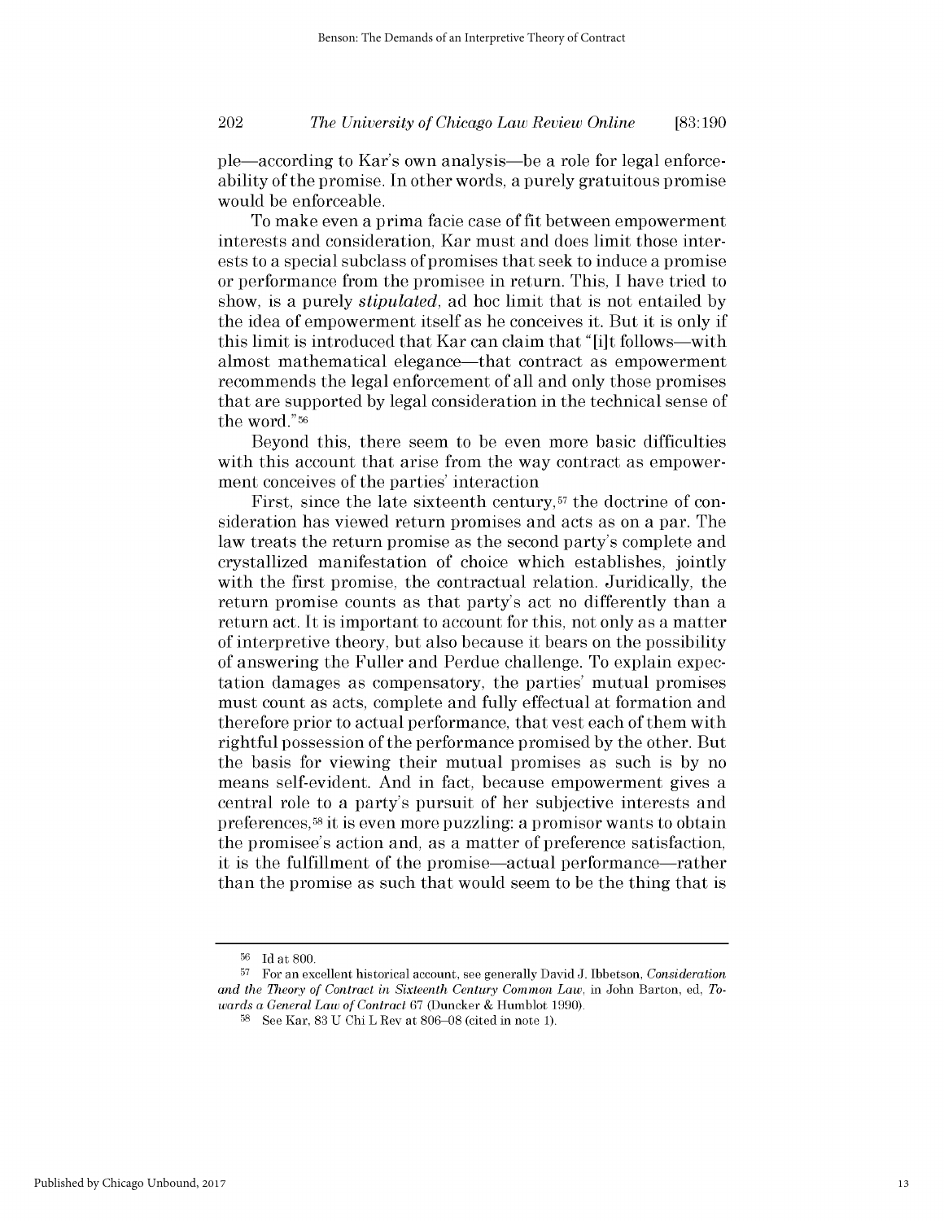ple—according to Kar's own analysis—be a role for legal enforceability of the promise. In other words, a purely gratuitous promise would be enforceable.

To make even a prima facie case of fit between empowerment interests and consideration, Kar must and does limit those interests to a special subclass of promises that seek to induce a promise or performance from the promisee in return. This, I have tried to show, is a purely *stipulated*, ad hoc limit that is not entailed by the idea of empowerment itself as he conceives it. But it is only if this limit is introduced that Kar can claim that "[i]t follows—with almost mathematical elegance—that contract as empowerment recommends the legal enforcement of all and only those promises that are supported by legal consideration in the technical sense of the word."[56]

Beyond this, there seem to be even more basic difficulties with this account that arise from the way contract as empowerment conceives of the parties' interaction

First, since the late sixteenth century,[57] the doctrine of consideration has viewed return promises and acts as on a par. The law treats the return promise as the second party's complete and crystallized manifestation of choice which establishes, jointly with the first promise, the contractual relation. Juridically, the return promise counts as that party's act no differently than a return act. It is important to account for this, not only as a matter of interpretive theory, but also because it bears on the possibility of answering the Fuller and Perdue challenge. To explain expectation damages as compensatory, the parties' mutual promises must count as acts, complete and fully effectual at formation and therefore prior to actual performance, that vest each of them with rightful possession of the performance promised by the other. But the basis for viewing their mutual promises as such is by no means self-evident. And in fact, because empowerment gives a central role to a party's pursuit of her subjective interests and preferences,[58] it is even more puzzling: a promisor wants to obtain the promisee's action and, as a matter of preference satisfaction, it is the fulfillment of the promise—actual performance—rather than the promise as such that would seem to be the thing that is

---

[56] Id at 800.

[57] For an excellent historical account, see generally David J. Ibbetson, *Consideration and the Theory of Contract in Sixteenth Century Common Law*, in John Barton, ed, *Towards a General Law of Contract* 67 (Duncker & Humblot 1990).

[58] See Kar, 83 U Chi L Rev at 806–08 (cited in note 1).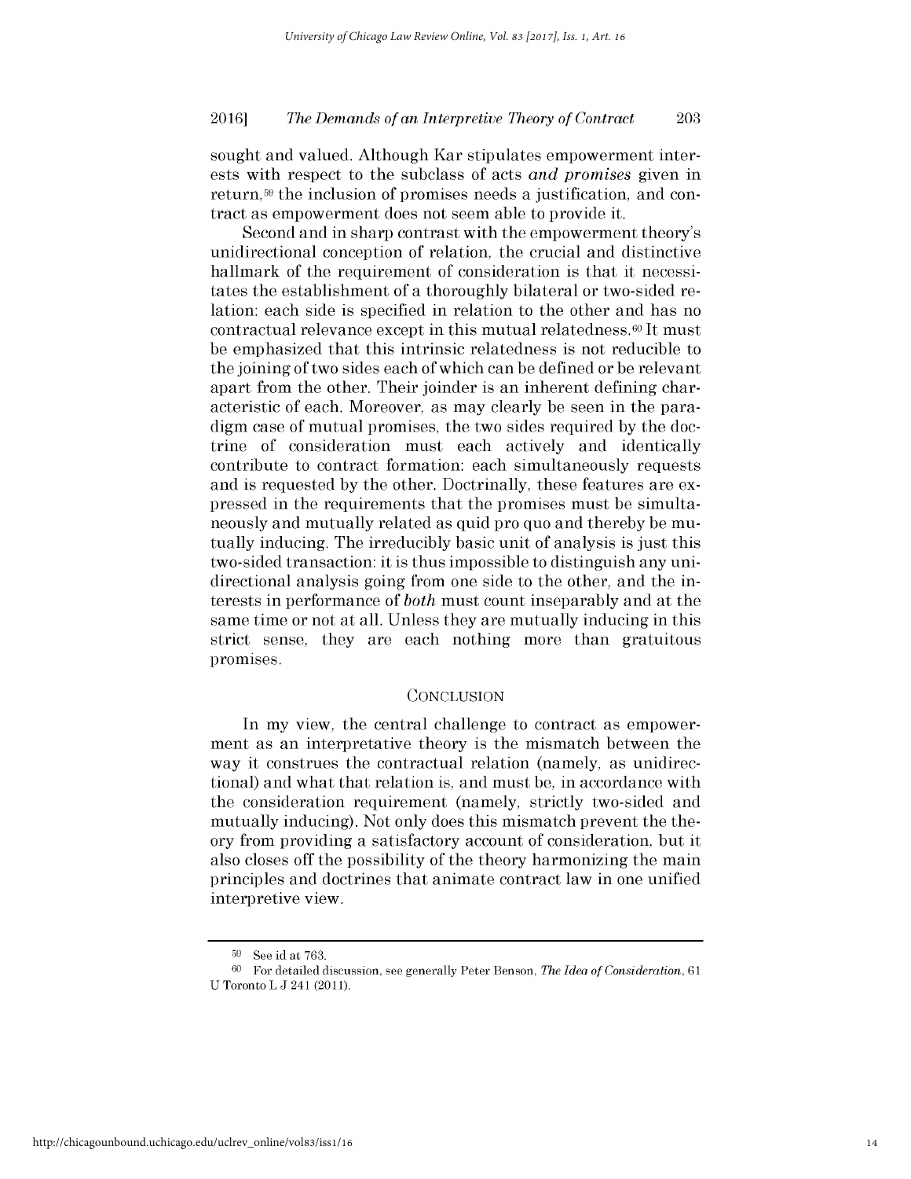sought and valued. Although Kar stipulates empowerment interests with respect to the subclass of acts *and promises* given in return,[59] the inclusion of promises needs a justification, and contract as empowerment does not seem able to provide it.

Second and in sharp contrast with the empowerment theory's unidirectional conception of relation, the crucial and distinctive hallmark of the requirement of consideration is that it necessitates the establishment of a thoroughly bilateral or two-sided relation: each side is specified in relation to the other and has no contractual relevance except in this mutual relatedness.[60] It must be emphasized that this intrinsic relatedness is not reducible to the joining of two sides each of which can be defined or be relevant apart from the other. Their joinder is an inherent defining characteristic of each. Moreover, as may clearly be seen in the paradigm case of mutual promises, the two sides required by the doctrine of consideration must each actively and identically contribute to contract formation: each simultaneously requests and is requested by the other. Doctrinally, these features are expressed in the requirements that the promises must be simultaneously and mutually related as quid pro quo and thereby be mutually inducing. The irreducibly basic unit of analysis is just this two-sided transaction: it is thus impossible to distinguish any unidirectional analysis going from one side to the other, and the interests in performance of *both* must count inseparably and at the same time or not at all. Unless they are mutually inducing in this strict sense, they are each nothing more than gratuitous promises.

## CONCLUSION

In my view, the central challenge to contract as empowerment as an interpretative theory is the mismatch between the way it construes the contractual relation (namely, as unidirectional) and what that relation is, and must be, in accordance with the consideration requirement (namely, strictly two-sided and mutually inducing). Not only does this mismatch prevent the theory from providing a satisfactory account of consideration, but it also closes off the possibility of the theory harmonizing the main principles and doctrines that animate contract law in one unified interpretive view.

[59] See id at 763.

[60] For detailed discussion, see generally Peter Benson, *The Idea of Consideration*, 61 U Toronto L J 241 (2011).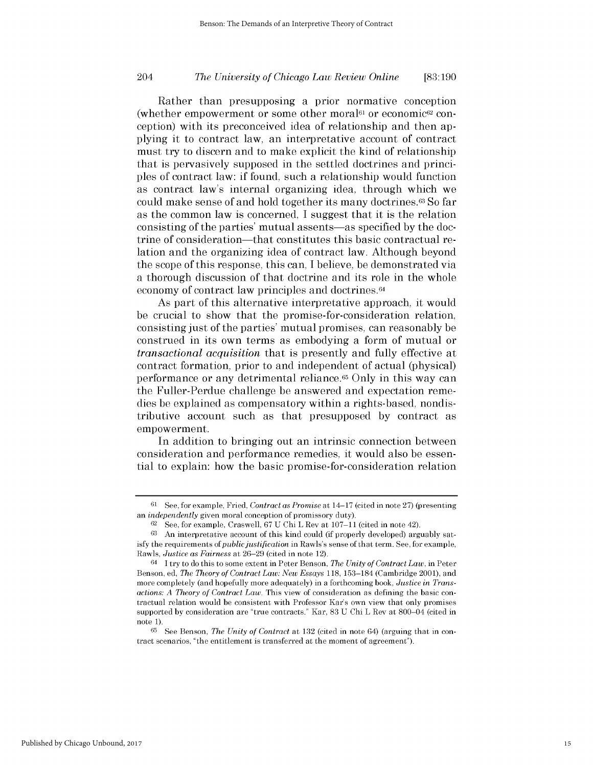Rather than presupposing a prior normative conception (whether empowerment or some other moral[61] or economic[62] conception) with its preconceived idea of relationship and then applying it to contract law, an interpretative account of contract must try to discern and to make explicit the kind of relationship that is pervasively supposed in the settled doctrines and principles of contract law: if found, such a relationship would function as contract law's internal organizing idea, through which we could make sense of and hold together its many doctrines.[63] So far as the common law is concerned, I suggest that it is the relation consisting of the parties' mutual assents—as specified by the doctrine of consideration—that constitutes this basic contractual relation and the organizing idea of contract law. Although beyond the scope of this response, this can, I believe, be demonstrated via a thorough discussion of that doctrine and its role in the whole economy of contract law principles and doctrines.[64]

As part of this alternative interpretative approach, it would be crucial to show that the promise-for-consideration relation, consisting just of the parties' mutual promises, can reasonably be construed in its own terms as embodying a form of mutual or *transactional acquisition* that is presently and fully effective at contract formation, prior to and independent of actual (physical) performance or any detrimental reliance.[65] Only in this way can the Fuller-Perdue challenge be answered and expectation remedies be explained as compensatory within a rights-based, nondistributive account such as that presupposed by contract as empowerment.

In addition to bringing out an intrinsic connection between consideration and performance remedies, it would also be essential to explain: how the basic promise-for-consideration relation

---

[61] See, for example, Fried, *Contract as Promise* at 14–17 (cited in note 27) (presenting an *independently* given moral conception of promissory duty).

[62] See, for example, Craswell, 67 U Chi L Rev at 107–11 (cited in note 42).

[63] An interpretative account of this kind could (if properly developed) arguably satisfy the requirements of *public justification* in Rawls's sense of that term. See, for example, Rawls, *Justice as Fairness* at 26–29 (cited in note 12).

[64] I try to do this to some extent in Peter Benson, *The Unity of Contract Law*, in Peter Benson, ed, *The Theory of Contract Law: New Essays* 118, 153–184 (Cambridge 2001), and more completely (and hopefully more adequately) in a forthcoming book, *Justice in Transactions: A Theory of Contract Law*. This view of consideration as defining the basic contractual relation would be consistent with Professor Kar's own view that only promises supported by consideration are "true contracts." Kar, 83 U Chi L Rev at 800–04 (cited in note 1).

[65] See Benson, *The Unity of Contract* at 132 (cited in note 64) (arguing that in contract scenarios, "the entitlement is transferred at the moment of agreement").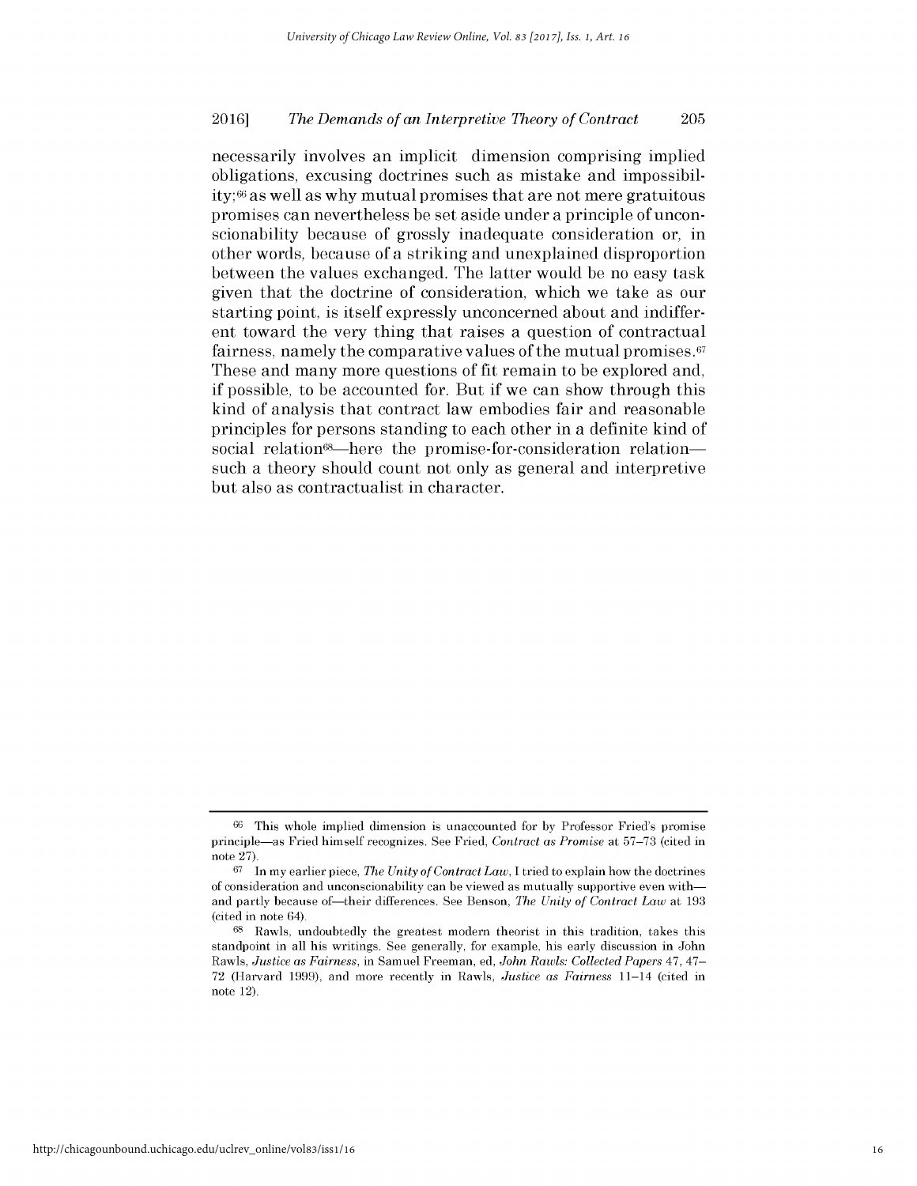necessarily involves an implicit dimension comprising implied obligations, excusing doctrines such as mistake and impossibility;[66] as well as why mutual promises that are not mere gratuitous promises can nevertheless be set aside under a principle of unconscionability because of grossly inadequate consideration or, in other words, because of a striking and unexplained disproportion between the values exchanged. The latter would be no easy task given that the doctrine of consideration, which we take as our starting point, is itself expressly unconcerned about and indifferent toward the very thing that raises a question of contractual fairness, namely the comparative values of the mutual promises.[67] These and many more questions of fit remain to be explored and, if possible, to be accounted for. But if we can show through this kind of analysis that contract law embodies fair and reasonable principles for persons standing to each other in a definite kind of social relation[68]—here the promise-for-consideration relation—such a theory should count not only as general and interpretive but also as contractualist in character.

---

[66] This whole implied dimension is unaccounted for by Professor Fried's promise principle—as Fried himself recognizes. See Fried, *Contract as Promise* at 57–73 (cited in note 27).

[67] In my earlier piece, *The Unity of Contract Law*, I tried to explain how the doctrines of consideration and unconscionability can be viewed as mutually supportive even with—and partly because of—their differences. See Benson, *The Unity of Contract Law* at 193 (cited in note 64).

[68] Rawls, undoubtedly the greatest modern theorist in this tradition, takes this standpoint in all his writings. See generally, for example, his early discussion in John Rawls, *Justice as Fairness*, in Samuel Freeman, ed, *John Rawls: Collected Papers* 47, 47–72 (Harvard 1999), and more recently in Rawls, *Justice as Fairness* 11–14 (cited in note 12).